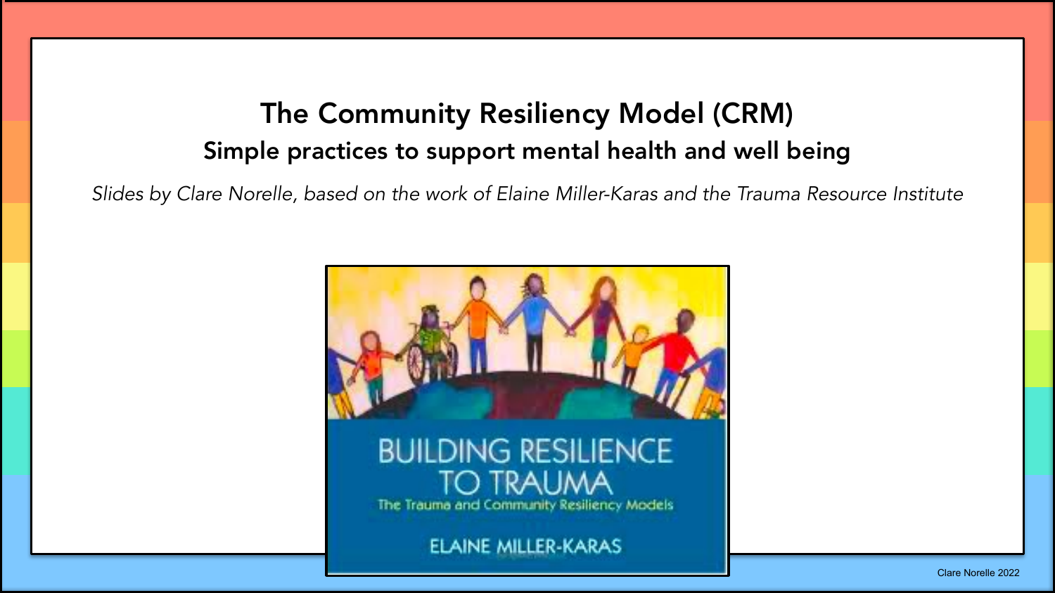# The Community Resiliency Model (CRM)

## Simple practices to support mental health and well being

*Slides by Clare Norelle, based on the work of Elaine Miller-Karas and the Trauma Resource Institute*

BUILDING RESILIENCE TO TRAUMA

The Trauma and Community Resiliency Models

ELAINE MILLER-KARAS

Clare Norelle 2022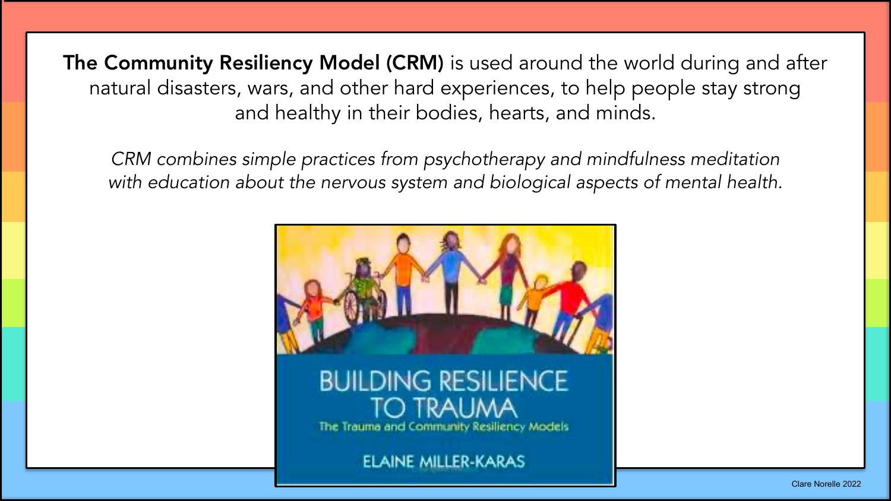**The Community Resiliency Model (CRM)** is used around the world during and after natural disasters, wars, and other hard experiences, to help people stay strong and healthy in their bodies, hearts, and minds.

*CRM combines simple practices from psychotherapy and mindfulness meditation with education about the nervous system and biological aspects of mental health.*

BUILDING RESILIENCE TO TRAUMA

The Trauma and Community Resiliency Models

ELAINE MILLER-KARAS

Clare Norelle 2022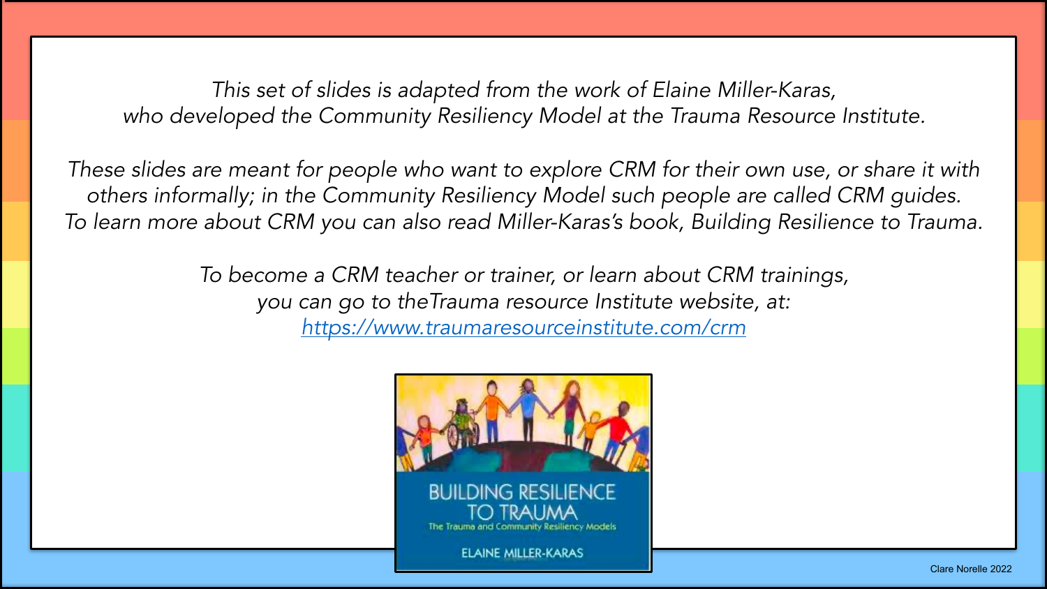*This set of slides is adapted from the work of Elaine Miller-Karas, who developed the Community Resiliency Model at the Trauma Resource Institute.*

*These slides are meant for people who want to explore CRM for their own use, or share it with others informally; in the Community Resiliency Model such people are called CRM guides. To learn more about CRM you can also read Miller-Karas's book, Building Resilience to Trauma.*

*To become a CRM teacher or trainer, or learn about CRM trainings, you can go to theTrauma resource Institute website, at: [https://www.traumaresourceinstitute.com/crm](https://www.traumaresourceinstitute.com/crm)*

BUILDING RESILIENCE TO TRAUMA
The Trauma and Community Resiliency Models
ELAINE MILLER-KARAS

Clare Norelle 2022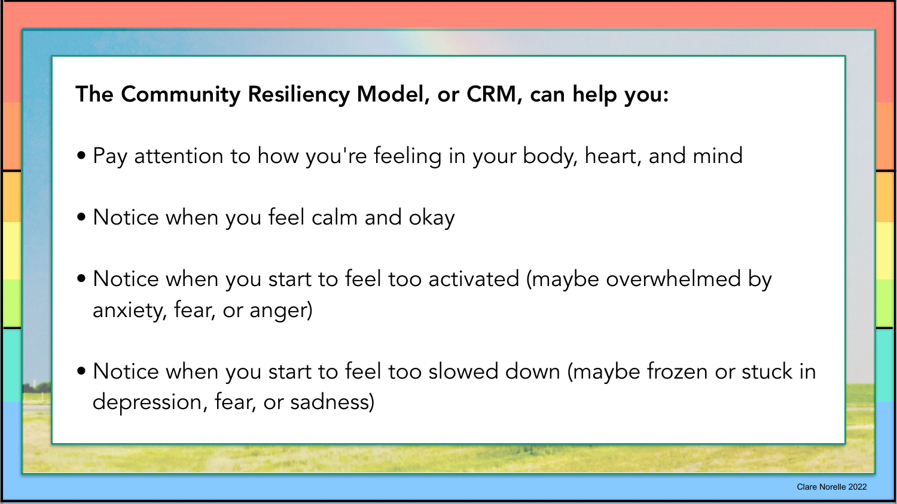**The Community Resiliency Model, or CRM, can help you:**

- Pay attention to how you're feeling in your body, heart, and mind
- Notice when you feel calm and okay
- Notice when you start to feel too activated (maybe overwhelmed by anxiety, fear, or anger)
- Notice when you start to feel too slowed down (maybe frozen or stuck in depression, fear, or sadness)

Clare Norelle 2022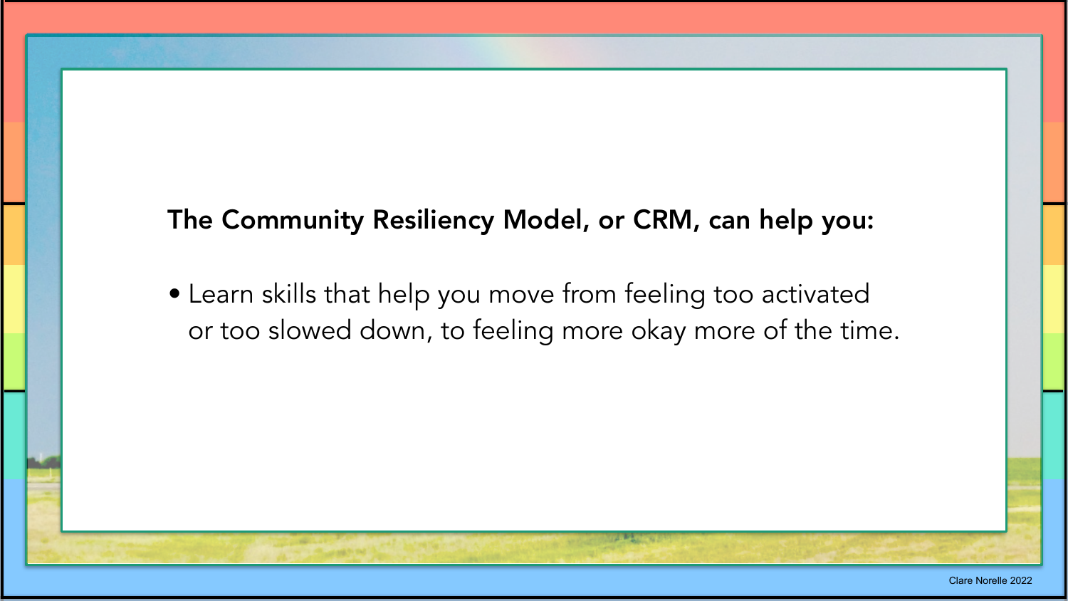**The Community Resiliency Model, or CRM, can help you:**

- Learn skills that help you move from feeling too activated or too slowed down, to feeling more okay more of the time.

Clare Norelle 2022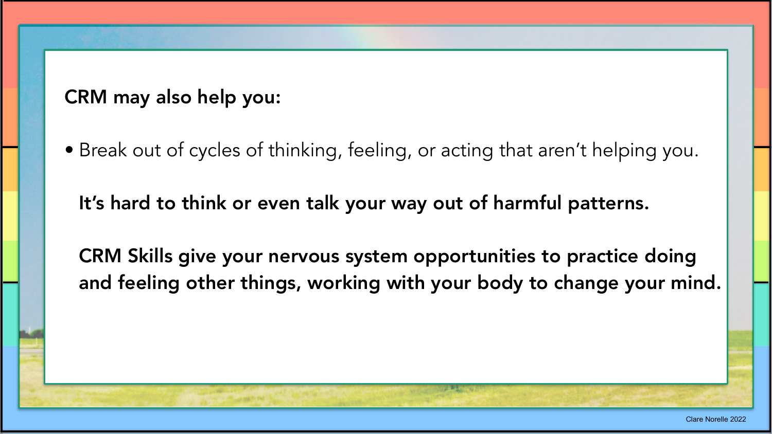**CRM may also help you:**

- Break out of cycles of thinking, feeling, or acting that aren't helping you.

  **It's hard to think or even talk your way out of harmful patterns.**

  **CRM Skills give your nervous system opportunities to practice doing and feeling other things, working with your body to change your mind.**

Clare Norelle 2022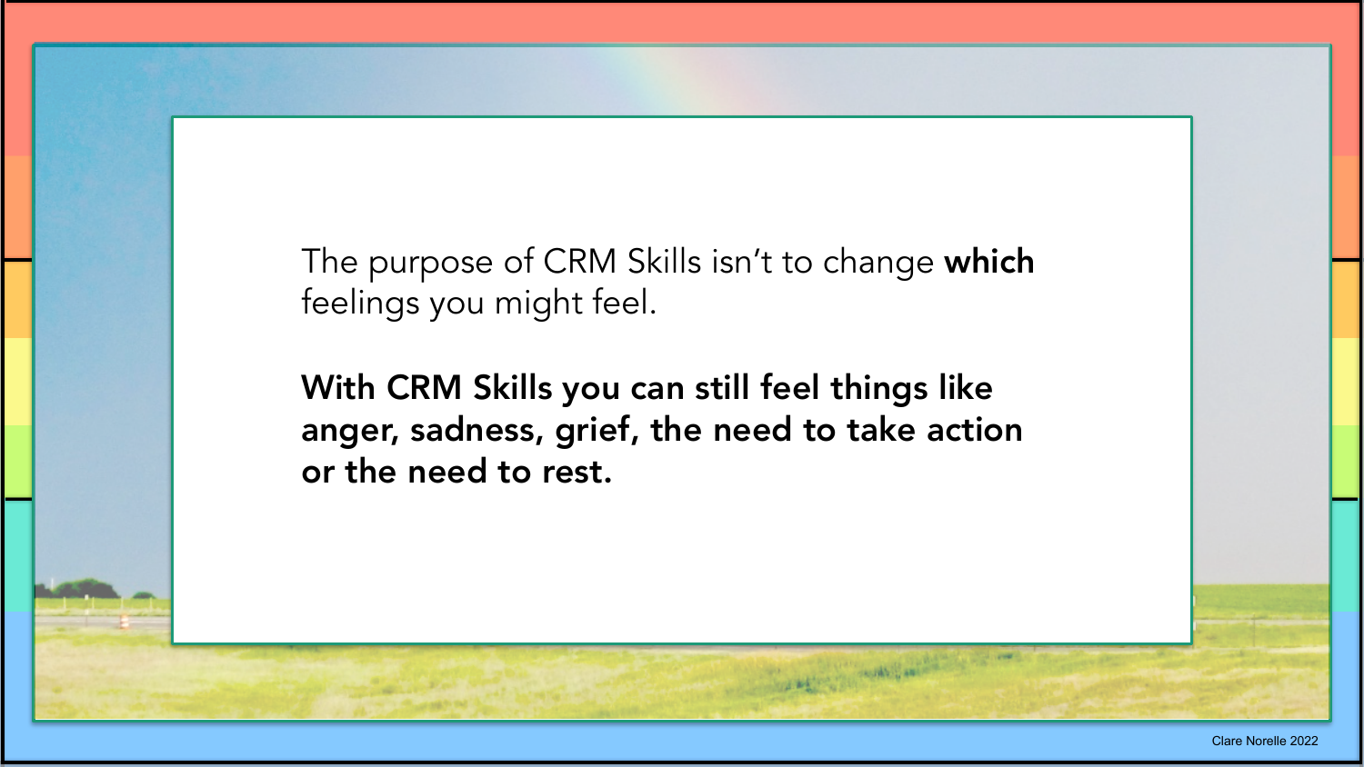The purpose of CRM Skills isn't to change **which** feelings you might feel.

**With CRM Skills you can still feel things like anger, sadness, grief, the need to take action or the need to rest.**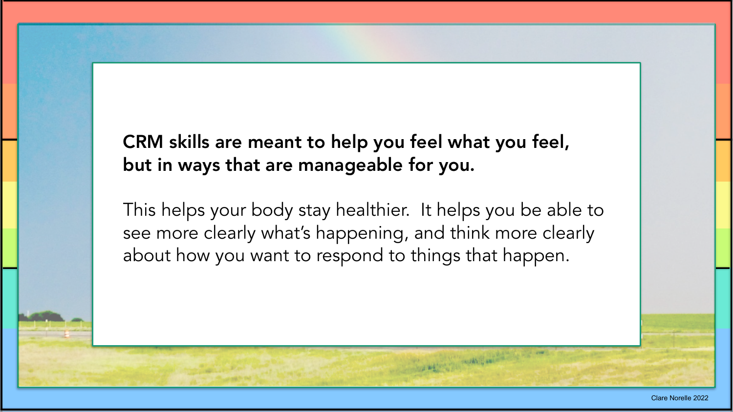**CRM skills are meant to help you feel what you feel, but in ways that are manageable for you.**

This helps your body stay healthier. It helps you be able to see more clearly what's happening, and think more clearly about how you want to respond to things that happen.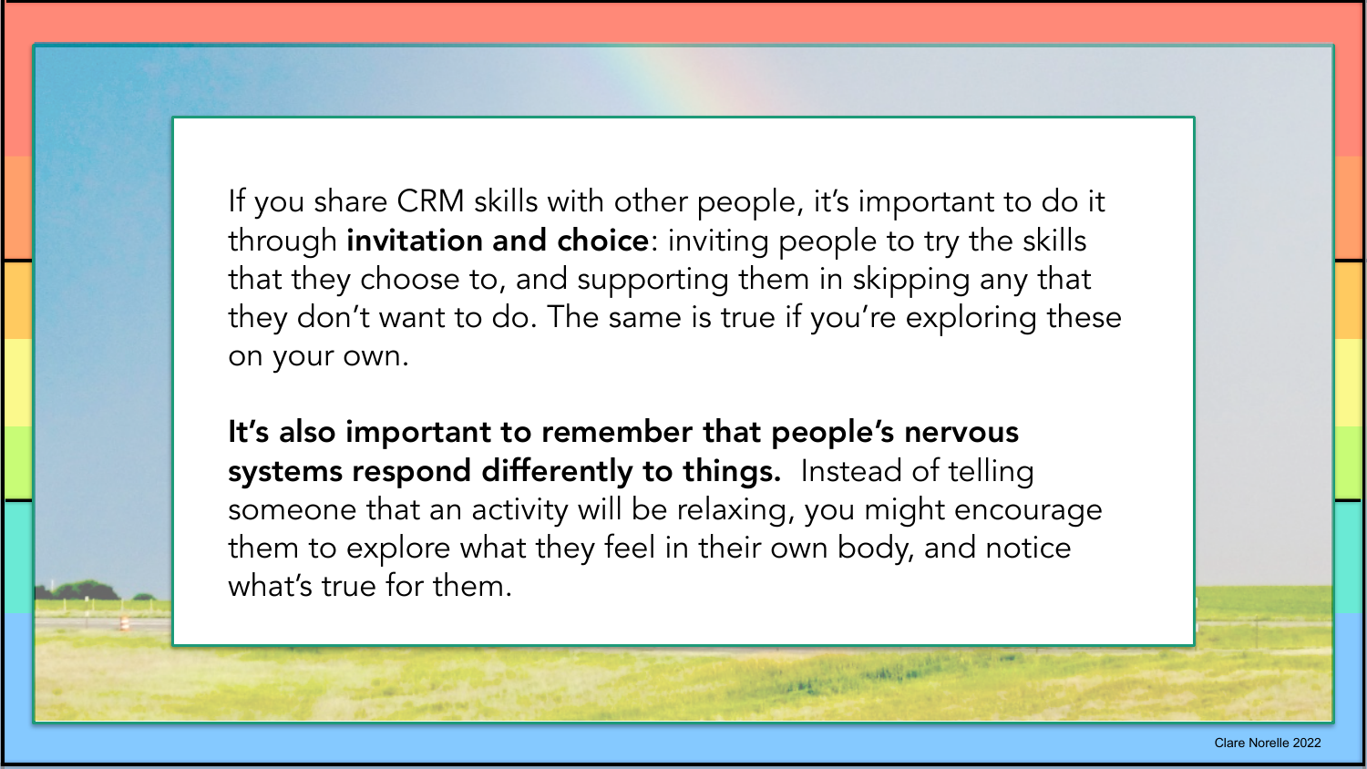If you share CRM skills with other people, it's important to do it through **invitation and choice**: inviting people to try the skills that they choose to, and supporting them in skipping any that they don't want to do. The same is true if you're exploring these on your own.

**It's also important to remember that people's nervous systems respond differently to things.** Instead of telling someone that an activity will be relaxing, you might encourage them to explore what they feel in their own body, and notice what's true for them.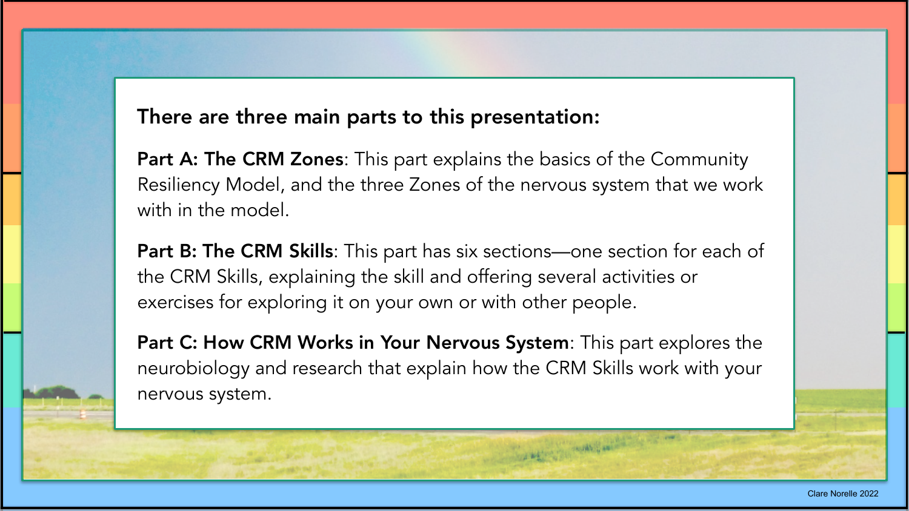**There are three main parts to this presentation:**

**Part A: The CRM Zones**: This part explains the basics of the Community Resiliency Model, and the three Zones of the nervous system that we work with in the model.

**Part B: The CRM Skills**: This part has six sections—one section for each of the CRM Skills, explaining the skill and offering several activities or exercises for exploring it on your own or with other people.

**Part C: How CRM Works in Your Nervous System**: This part explores the neurobiology and research that explain how the CRM Skills work with your nervous system.

Clare Norelle 2022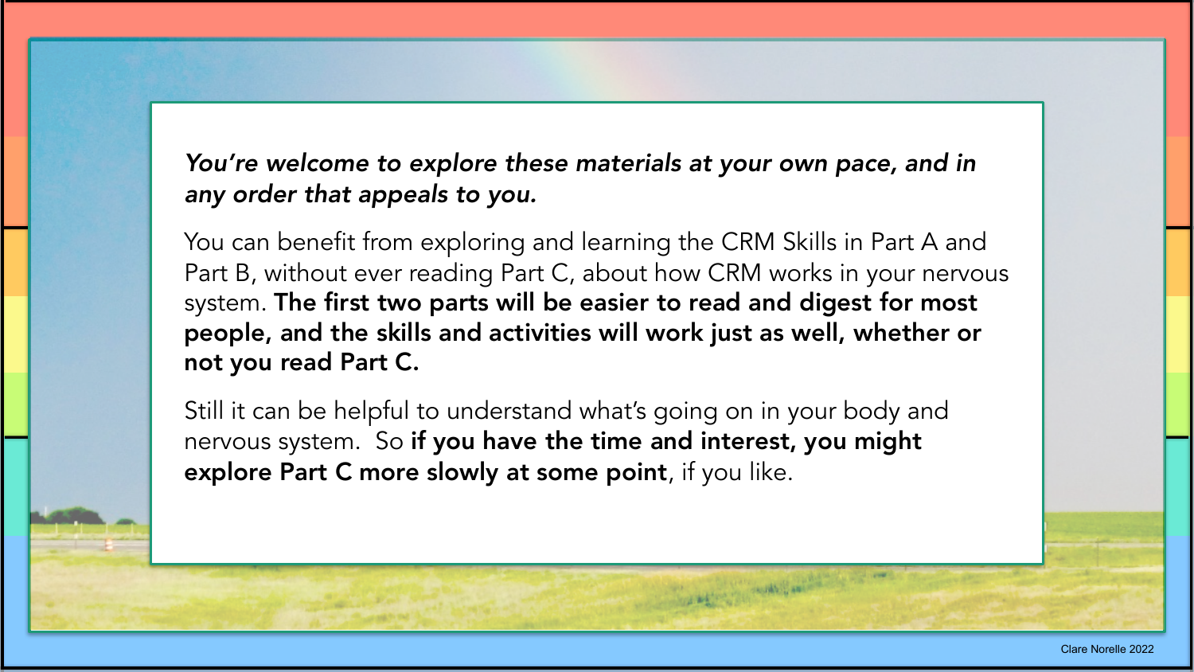***You're welcome to explore these materials at your own pace, and in any order that appeals to you.***

You can benefit from exploring and learning the CRM Skills in Part A and Part B, without ever reading Part C, about how CRM works in your nervous system. **The first two parts will be easier to read and digest for most people, and the skills and activities will work just as well, whether or not you read Part C.**

Still it can be helpful to understand what's going on in your body and nervous system. So **if you have the time and interest, you might explore Part C more slowly at some point**, if you like.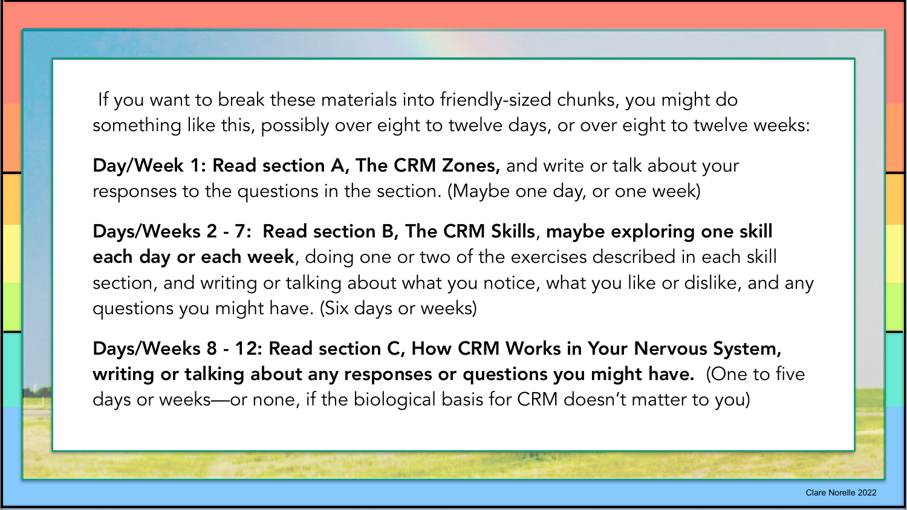If you want to break these materials into friendly-sized chunks, you might do something like this, possibly over eight to twelve days, or over eight to twelve weeks:

**Day/Week 1: Read section A, The CRM Zones,** and write or talk about your responses to the questions in the section. (Maybe one day, or one week)

**Days/Weeks 2 - 7: Read section B, The CRM Skills**, **maybe exploring one skill each day or each week**, doing one or two of the exercises described in each skill section, and writing or talking about what you notice, what you like or dislike, and any questions you might have. (Six days or weeks)

**Days/Weeks 8 - 12: Read section C, How CRM Works in Your Nervous System, writing or talking about any responses or questions you might have.** (One to five days or weeks—or none, if the biological basis for CRM doesn't matter to you)

Clare Norelle 2022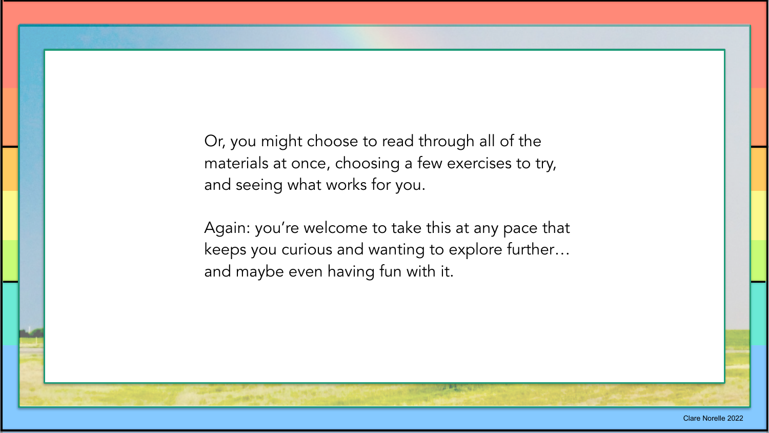Or, you might choose to read through all of the materials at once, choosing a few exercises to try, and seeing what works for you.

Again: you're welcome to take this at any pace that keeps you curious and wanting to explore further… and maybe even having fun with it.